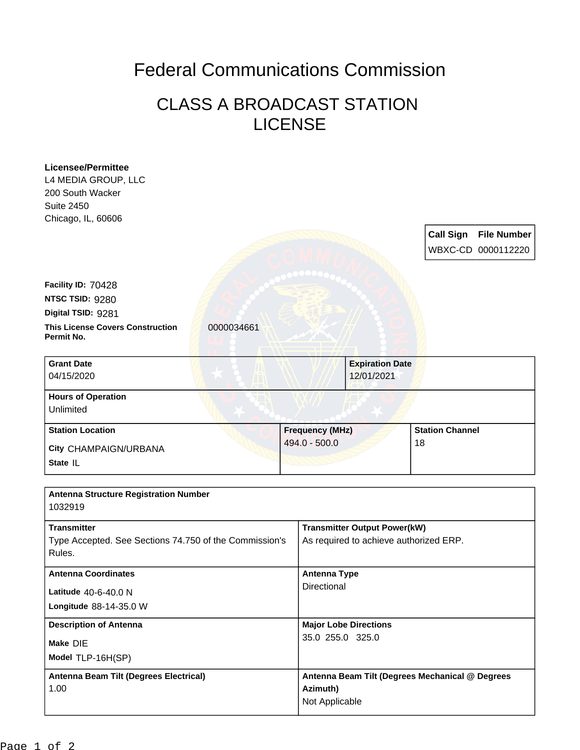# Federal Communications Commission

## CLASS A BROADCAST STATION LICENSE

**Licensee/Permittee**
L4 MEDIA GROUP, LLC
200 South Wacker
Suite 2450
Chicago, IL, 60606

| Call Sign | File Number |
| --- | --- |
| WBXC-CD | 0000112220 |

**Facility ID:** 70428
**NTSC TSID:** 9280
**Digital TSID:** 9281
**This License Covers Construction Permit No.** 0000034661

| Grant Date | Expiration Date |
| --- | --- |
| 04/15/2020 | 12/01/2021 |

**Hours of Operation**
Unlimited

| Station Location | Frequency (MHz) | Station Channel |
| --- | --- | --- |
| City CHAMPAIGN/URBANA<br>State IL | 494.0 - 500.0 | 18 |

**Antenna Structure Registration Number**
1032919

| Transmitter | Transmitter Output Power(kW) |
| --- | --- |
| Type Accepted. See Sections 74.750 of the Commission's Rules. | As required to achieve authorized ERP. |

| Antenna Coordinates | Antenna Type |
| --- | --- |
| Latitude 40-6-40.0 N<br>Longitude 88-14-35.0 W | Directional |

| Description of Antenna | Major Lobe Directions |
| --- | --- |
| Make DIE<br>Model TLP-16H(SP) | 35.0 255.0 325.0 |

| Antenna Beam Tilt (Degrees Electrical) | Antenna Beam Tilt (Degrees Mechanical @ Degrees Azimuth) |
| --- | --- |
| 1.00 | Not Applicable |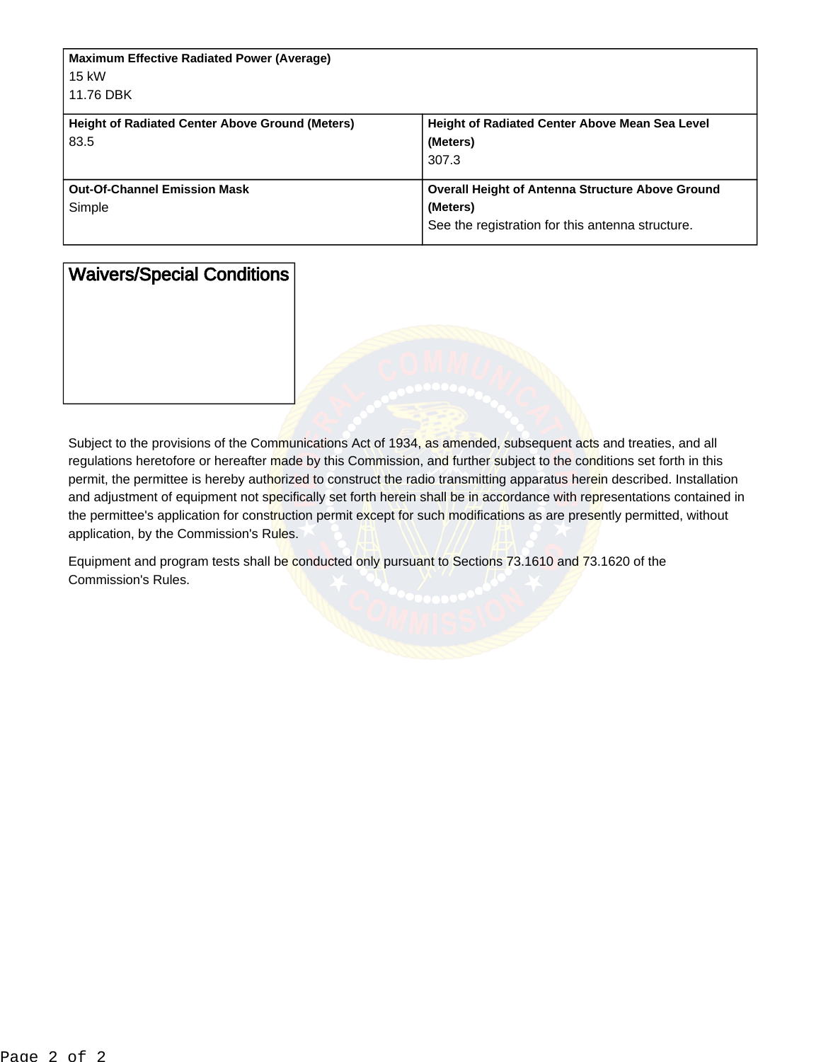| | |
|---|---|
| **Maximum Effective Radiated Power (Average)**<br>15 kW<br>11.76 DBK | |
| **Height of Radiated Center Above Ground (Meters)**<br>83.5 | **Height of Radiated Center Above Mean Sea Level (Meters)**<br>307.3 |
| **Out-Of-Channel Emission Mask**<br>Simple | **Overall Height of Antenna Structure Above Ground (Meters)**<br>See the registration for this antenna structure. |

## Waivers/Special Conditions

Subject to the provisions of the Communications Act of 1934, as amended, subsequent acts and treaties, and all regulations heretofore or hereafter made by this Commission, and further subject to the conditions set forth in this permit, the permittee is hereby authorized to construct the radio transmitting apparatus herein described. Installation and adjustment of equipment not specifically set forth herein shall be in accordance with representations contained in the permittee's application for construction permit except for such modifications as are presently permitted, without application, by the Commission's Rules.

Equipment and program tests shall be conducted only pursuant to Sections 73.1610 and 73.1620 of the Commission's Rules.